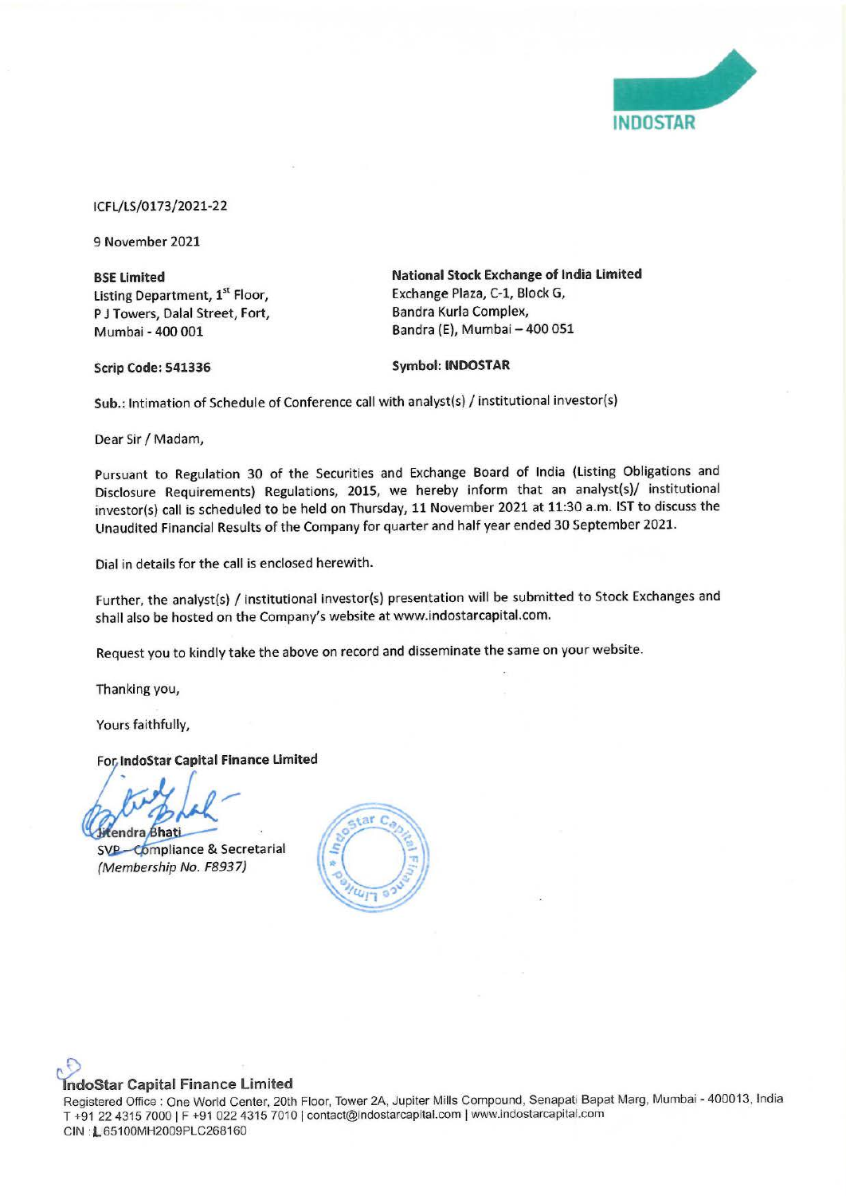INDOSTAR

ICFL/LS/0173/2021-22

9 November 2021

**BSE Limited**
Listing Department, 1st Floor,
P J Towers, Dalal Street, Fort,
Mumbai - 400 001

**National Stock Exchange of India Limited**
Exchange Plaza, C-1, Block G,
Bandra Kurla Complex,
Bandra (E), Mumbai – 400 051

**Scrip Code: 541336**

**Symbol: INDOSTAR**

**Sub.:** Intimation of Schedule of Conference call with analyst(s) / institutional investor(s)

Dear Sir / Madam,

Pursuant to Regulation 30 of the Securities and Exchange Board of India (Listing Obligations and Disclosure Requirements) Regulations, 2015, we hereby inform that an analyst(s)/ institutional investor(s) call is scheduled to be held on Thursday, 11 November 2021 at 11:30 a.m. IST to discuss the Unaudited Financial Results of the Company for quarter and half year ended 30 September 2021.

Dial in details for the call is enclosed herewith.

Further, the analyst(s) / institutional investor(s) presentation will be submitted to Stock Exchanges and shall also be hosted on the Company's website at www.indostarcapital.com.

Request you to kindly take the above on record and disseminate the same on your website.

Thanking you,

Yours faithfully,

**For IndoStar Capital Finance Limited**

Jitendra Bhati
SVP – Compliance & Secretarial
*(Membership No. F8937)*

**IndoStar Capital Finance Limited**
Registered Office : One World Center, 20th Floor, Tower 2A, Jupiter Mills Compound, Senapati Bapat Marg, Mumbai - 400013, India
T +91 22 4315 7000 | F +91 022 4315 7010 | contact@indostarcapital.com | www.indostarcapital.com
CIN : L65100MH2009PLC268160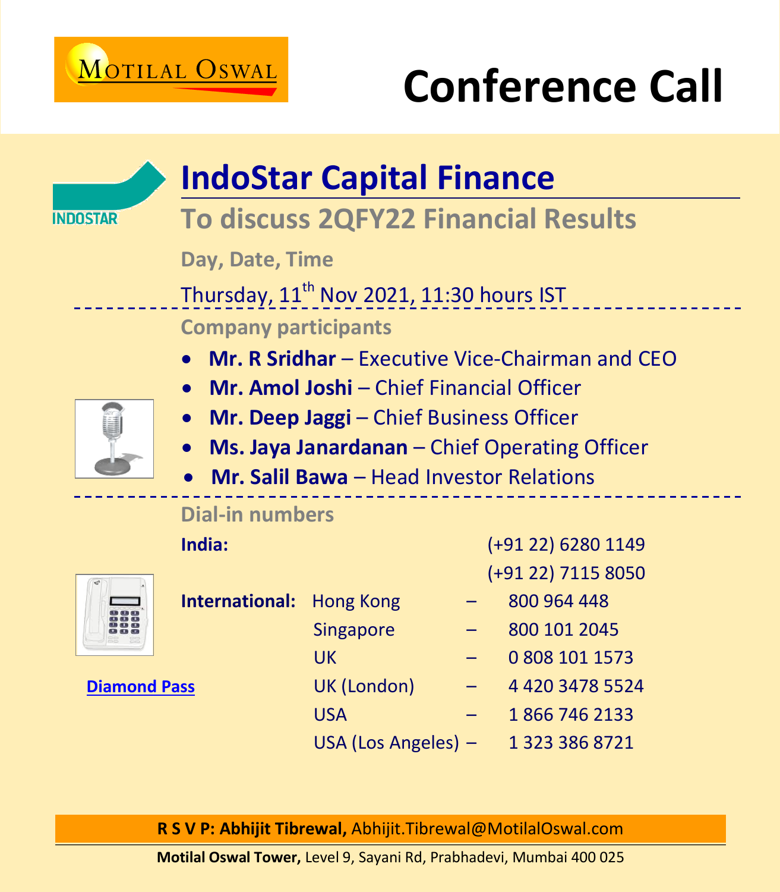# Conference Call

## IndoStar Capital Finance

### To discuss 2QFY22 Financial Results

**Day, Date, Time**

Thursday, 11th Nov 2021, 11:30 hours IST

**Company participants**

- **Mr. R Sridhar** – Executive Vice-Chairman and CEO
- **Mr. Amol Joshi** – Chief Financial Officer
- **Mr. Deep Jaggi** – Chief Business Officer
- **Ms. Jaya Janardanan** – Chief Operating Officer
- **Mr. Salil Bawa** – Head Investor Relations

**Dial-in numbers**

| | | | |
|---|---|---|---|
| **India:** | | | (+91 22) 6280 1149 |
| | | | (+91 22) 7115 8050 |
| **International:** | Hong Kong | – | 800 964 448 |
| | Singapore | – | 800 101 2045 |
| | UK | – | 0 808 101 1573 |
| Diamond Pass | UK (London) | – | 4 420 3478 5524 |
| | USA | – | 1 866 746 2133 |
| | USA (Los Angeles) | – | 1 323 386 8721 |

**R S V P: Abhijit Tibrewal,** Abhijit.Tibrewal@MotilalOswal.com

**Motilal Oswal Tower,** Level 9, Sayani Rd, Prabhadevi, Mumbai 400 025